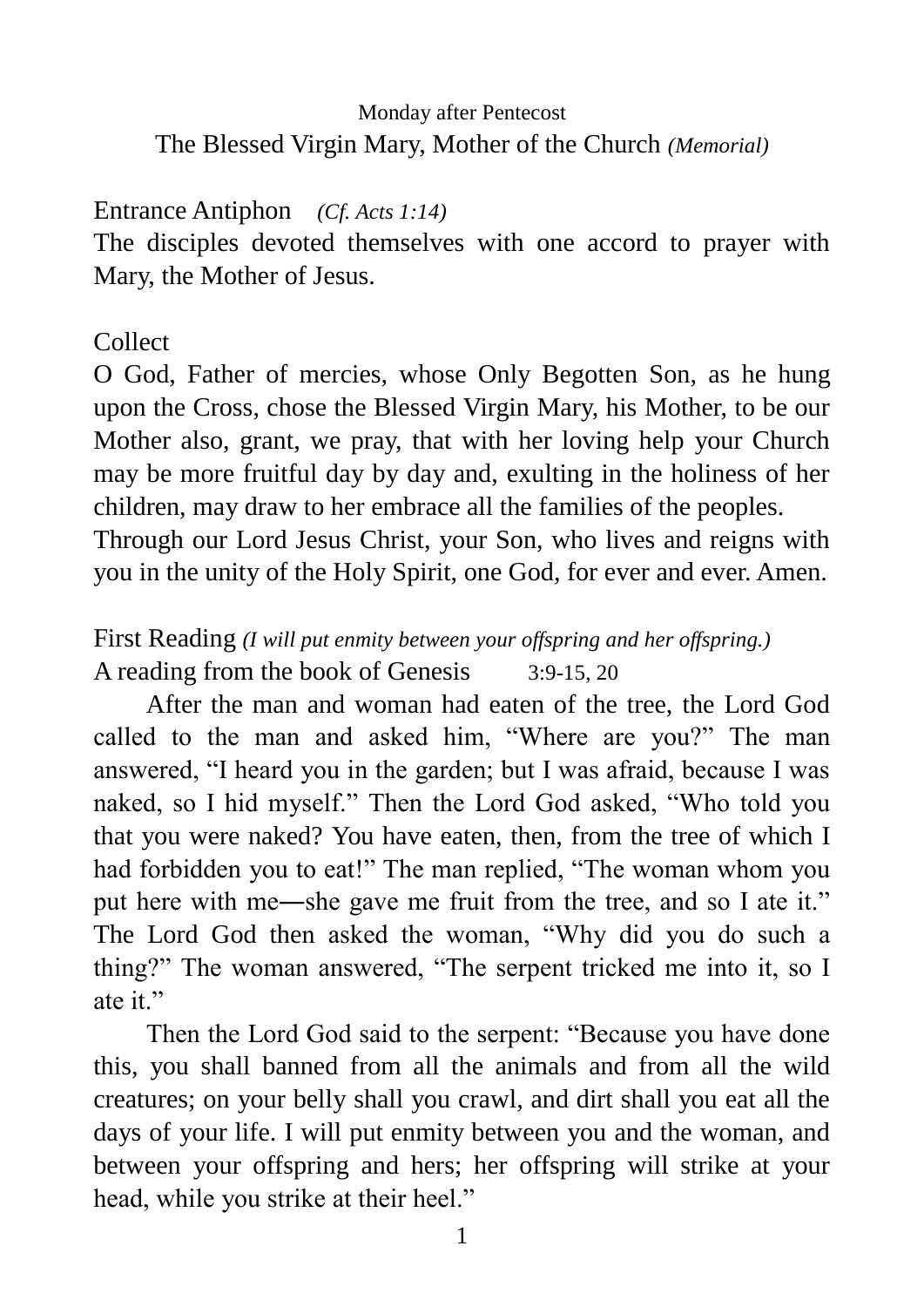Monday after Pentecost

The Blessed Virgin Mary, Mother of the Church *(Memorial)*

Entrance Antiphon *(Cf. Acts 1:14)*

The disciples devoted themselves with one accord to prayer with Mary, the Mother of Jesus.

Collect

O God, Father of mercies, whose Only Begotten Son, as he hung upon the Cross, chose the Blessed Virgin Mary, his Mother, to be our Mother also, grant, we pray, that with her loving help your Church may be more fruitful day by day and, exulting in the holiness of her children, may draw to her embrace all the families of the peoples.

Through our Lord Jesus Christ, your Son, who lives and reigns with you in the unity of the Holy Spirit, one God, for ever and ever. Amen.

First Reading *(I will put enmity between your offspring and her offspring.)*

A reading from the book of Genesis 3:9-15, 20

After the man and woman had eaten of the tree, the Lord God called to the man and asked him, "Where are you?" The man answered, "I heard you in the garden; but I was afraid, because I was naked, so I hid myself." Then the Lord God asked, "Who told you that you were naked? You have eaten, then, from the tree of which I had forbidden you to eat!" The man replied, "The woman whom you put here with me―she gave me fruit from the tree, and so I ate it." The Lord God then asked the woman, "Why did you do such a thing?" The woman answered, "The serpent tricked me into it, so I ate it."

Then the Lord God said to the serpent: "Because you have done this, you shall banned from all the animals and from all the wild creatures; on your belly shall you crawl, and dirt shall you eat all the days of your life. I will put enmity between you and the woman, and between your offspring and hers; her offspring will strike at your head, while you strike at their heel."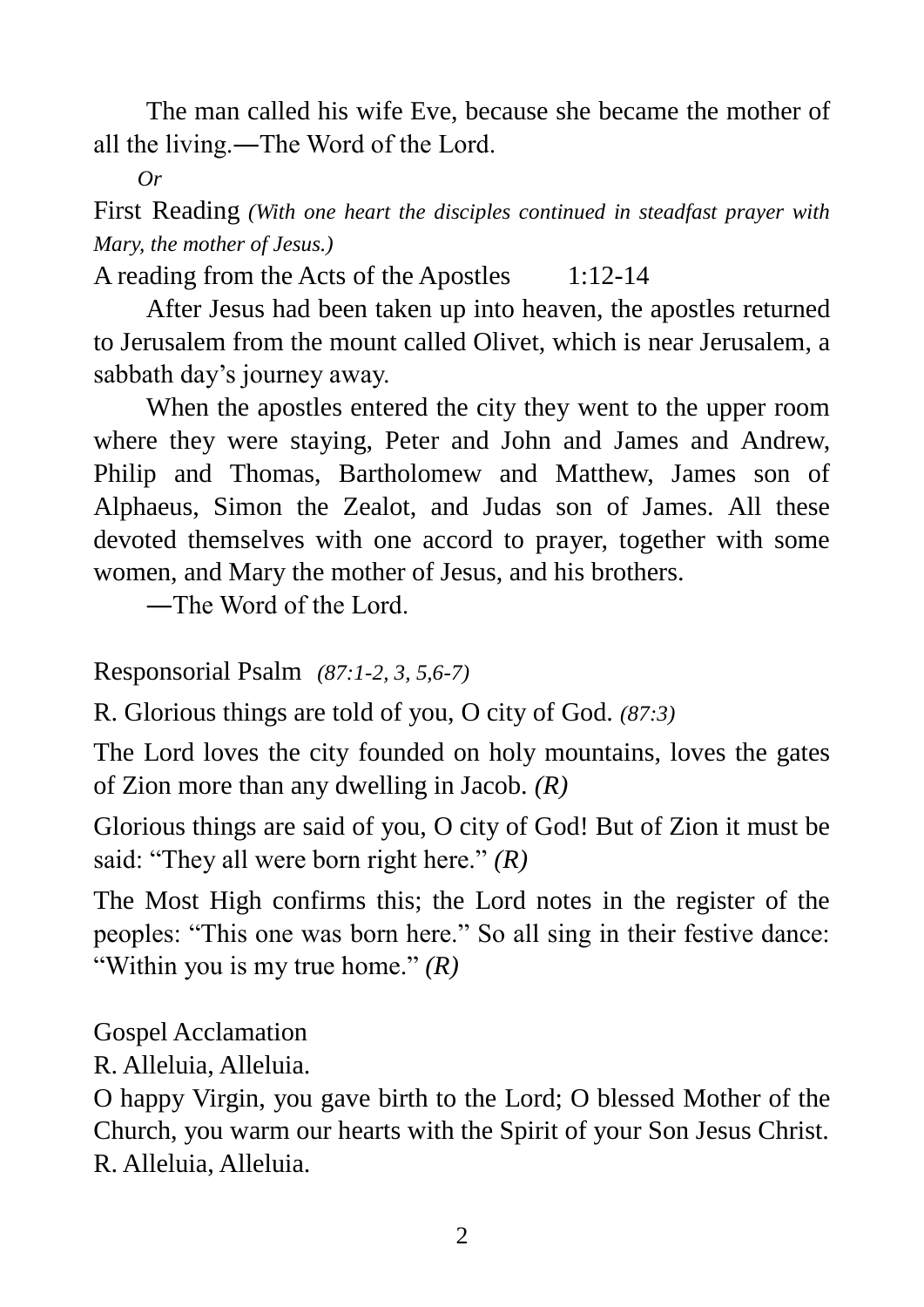The man called his wife Eve, because she became the mother of all the living.―The Word of the Lord.

*Or*

First Reading *(With one heart the disciples continued in steadfast prayer with Mary, the mother of Jesus.)*

A reading from the Acts of the Apostles 1:12-14

After Jesus had been taken up into heaven, the apostles returned to Jerusalem from the mount called Olivet, which is near Jerusalem, a sabbath day's journey away.

When the apostles entered the city they went to the upper room where they were staying, Peter and John and James and Andrew, Philip and Thomas, Bartholomew and Matthew, James son of Alphaeus, Simon the Zealot, and Judas son of James. All these devoted themselves with one accord to prayer, together with some women, and Mary the mother of Jesus, and his brothers.

―The Word of the Lord.

Responsorial Psalm *(87:1-2, 3, 5,6-7)*

R. Glorious things are told of you, O city of God. *(87:3)*

The Lord loves the city founded on holy mountains, loves the gates of Zion more than any dwelling in Jacob. *(R)*

Glorious things are said of you, O city of God! But of Zion it must be said: "They all were born right here." *(R)*

The Most High confirms this; the Lord notes in the register of the peoples: "This one was born here." So all sing in their festive dance: "Within you is my true home." *(R)*

Gospel Acclamation

R. Alleluia, Alleluia.

O happy Virgin, you gave birth to the Lord; O blessed Mother of the Church, you warm our hearts with the Spirit of your Son Jesus Christ.

R. Alleluia, Alleluia.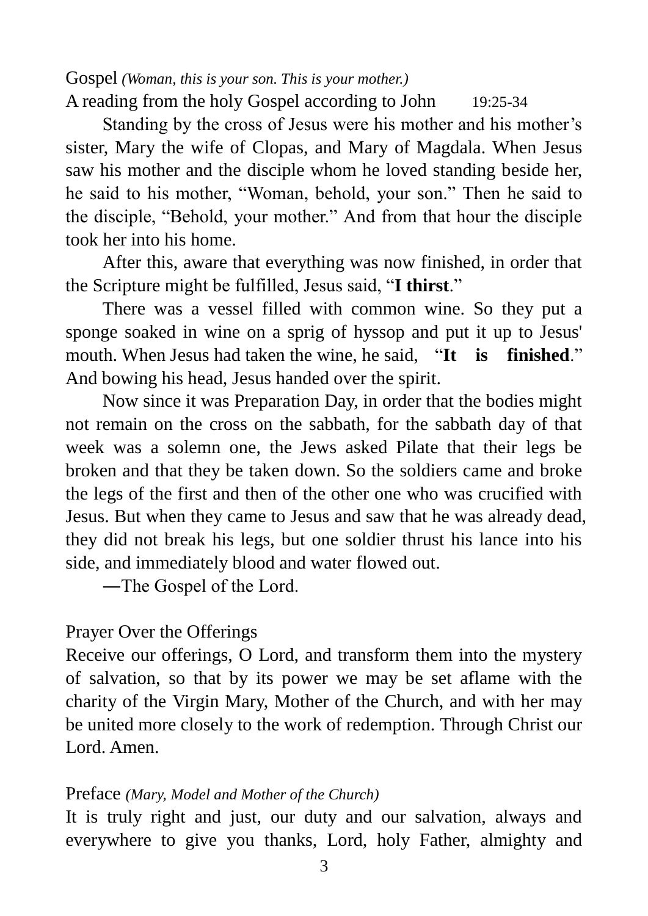Gospel *(Woman, this is your son. This is your mother.)*

A reading from the holy Gospel according to John 19:25-34

Standing by the cross of Jesus were his mother and his mother's sister, Mary the wife of Clopas, and Mary of Magdala. When Jesus saw his mother and the disciple whom he loved standing beside her, he said to his mother, "Woman, behold, your son." Then he said to the disciple, "Behold, your mother." And from that hour the disciple took her into his home.

After this, aware that everything was now finished, in order that the Scripture might be fulfilled, Jesus said, "**I thirst**."

There was a vessel filled with common wine. So they put a sponge soaked in wine on a sprig of hyssop and put it up to Jesus' mouth. When Jesus had taken the wine, he said, "**It is finished**." And bowing his head, Jesus handed over the spirit.

Now since it was Preparation Day, in order that the bodies might not remain on the cross on the sabbath, for the sabbath day of that week was a solemn one, the Jews asked Pilate that their legs be broken and that they be taken down. So the soldiers came and broke the legs of the first and then of the other one who was crucified with Jesus. But when they came to Jesus and saw that he was already dead, they did not break his legs, but one soldier thrust his lance into his side, and immediately blood and water flowed out.

—The Gospel of the Lord.

Prayer Over the Offerings

Receive our offerings, O Lord, and transform them into the mystery of salvation, so that by its power we may be set aflame with the charity of the Virgin Mary, Mother of the Church, and with her may be united more closely to the work of redemption. Through Christ our Lord. Amen.

Preface *(Mary, Model and Mother of the Church)*

It is truly right and just, our duty and our salvation, always and everywhere to give you thanks, Lord, holy Father, almighty and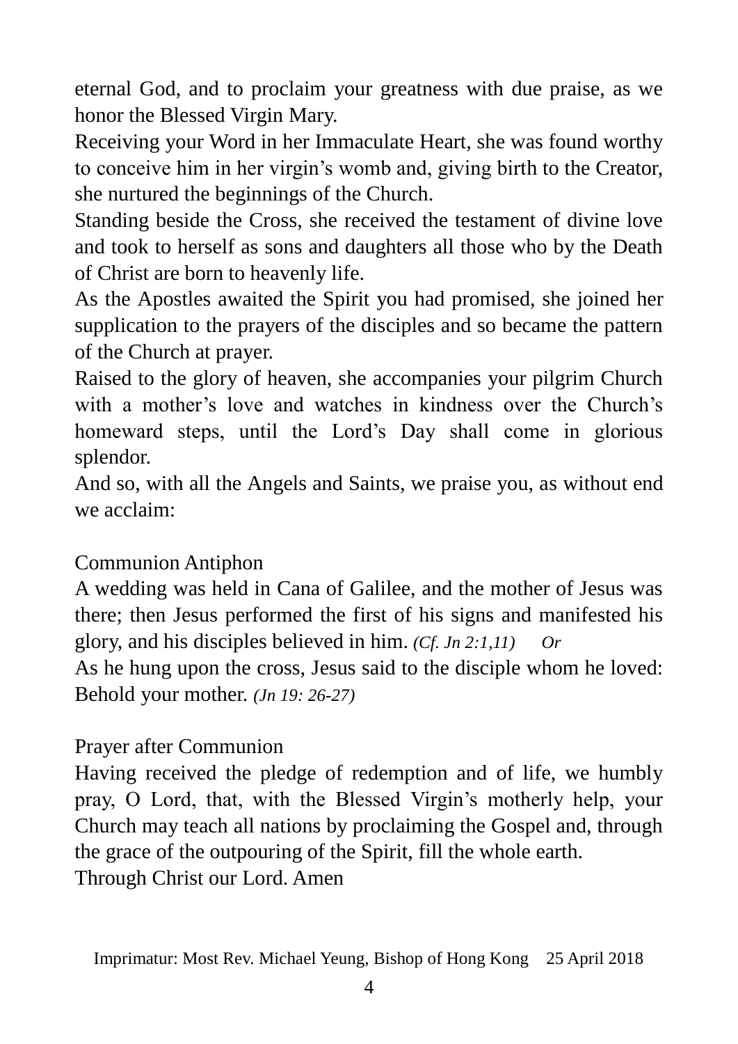eternal God, and to proclaim your greatness with due praise, as we honor the Blessed Virgin Mary.

Receiving your Word in her Immaculate Heart, she was found worthy to conceive him in her virgin's womb and, giving birth to the Creator, she nurtured the beginnings of the Church.

Standing beside the Cross, she received the testament of divine love and took to herself as sons and daughters all those who by the Death of Christ are born to heavenly life.

As the Apostles awaited the Spirit you had promised, she joined her supplication to the prayers of the disciples and so became the pattern of the Church at prayer.

Raised to the glory of heaven, she accompanies your pilgrim Church with a mother's love and watches in kindness over the Church's homeward steps, until the Lord's Day shall come in glorious splendor.

And so, with all the Angels and Saints, we praise you, as without end we acclaim:

Communion Antiphon

A wedding was held in Cana of Galilee, and the mother of Jesus was there; then Jesus performed the first of his signs and manifested his glory, and his disciples believed in him. *(Cf. Jn 2:1,11)* *Or*

As he hung upon the cross, Jesus said to the disciple whom he loved: Behold your mother. *(Jn 19: 26-27)*

Prayer after Communion

Having received the pledge of redemption and of life, we humbly pray, O Lord, that, with the Blessed Virgin's motherly help, your Church may teach all nations by proclaiming the Gospel and, through the grace of the outpouring of the Spirit, fill the whole earth.

Through Christ our Lord. Amen

Imprimatur: Most Rev. Michael Yeung, Bishop of Hong Kong 25 April 2018